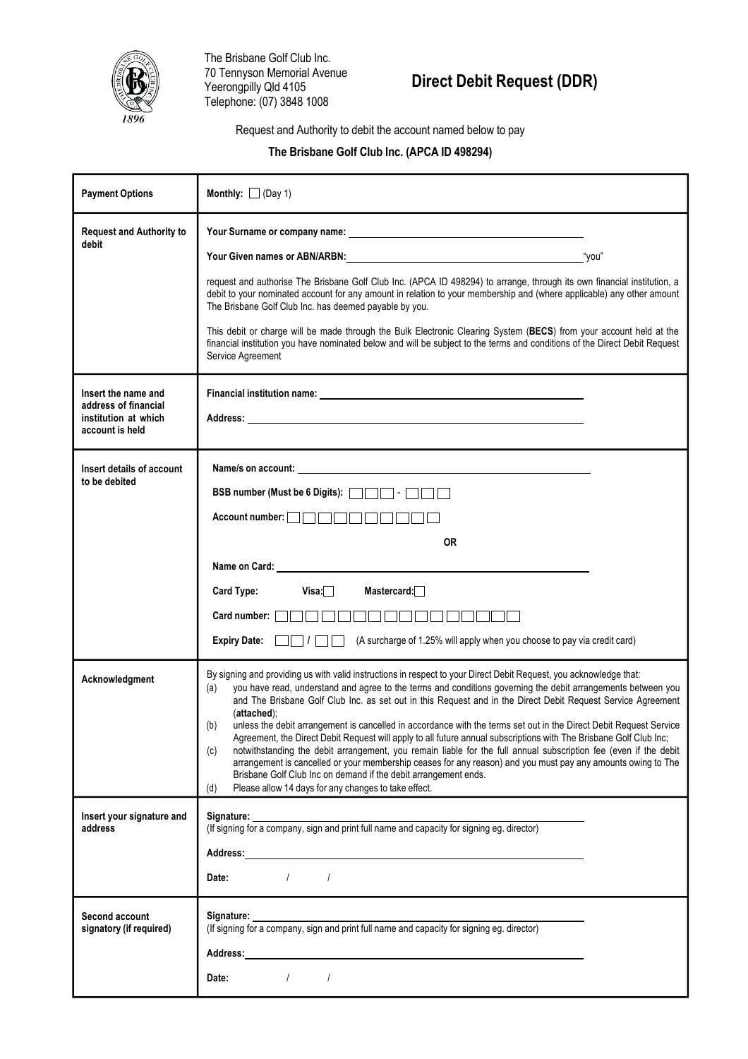The Brisbane Golf Club Inc.
70 Tennyson Memorial Avenue
Yeerongpilly Qld 4105
Telephone: (07) 3848 1008

# Direct Debit Request (DDR)

Request and Authority to debit the account named below to pay

**The Brisbane Golf Club Inc. (APCA ID 498294)**

| | |
|---|---|
| **Payment Options** | **Monthly:** ☐ (Day 1) |
| **Request and Authority to debit** | **Your Surname or company name:** \_\_\_\_\_\_\_\_\_\_\_\_\_\_\_\_\_\_\_\_<br><br>**Your Given names or ABN/ARBN:** \_\_\_\_\_\_\_\_\_\_\_\_\_\_\_\_\_\_\_\_ "you"<br><br>request and authorise The Brisbane Golf Club Inc. (APCA ID 498294) to arrange, through its own financial institution, a debit to your nominated account for any amount in relation to your membership and (where applicable) any other amount The Brisbane Golf Club Inc. has deemed payable by you.<br><br>This debit or charge will be made through the Bulk Electronic Clearing System (**BECS**) from your account held at the financial institution you have nominated below and will be subject to the terms and conditions of the Direct Debit Request Service Agreement |
| **Insert the name and address of financial institution at which account is held** | **Financial institution name:** \_\_\_\_\_\_\_\_\_\_\_\_\_\_\_\_\_\_\_\_<br><br>**Address:** \_\_\_\_\_\_\_\_\_\_\_\_\_\_\_\_\_\_\_\_ |
| **Insert details of account to be debited** | **Name/s on account:** \_\_\_\_\_\_\_\_\_\_\_\_\_\_\_\_\_\_\_\_<br><br>**BSB number (Must be 6 Digits):** ☐☐☐ - ☐☐☐<br><br>**Account number:** ☐☐☐☐☐☐☐☐☐☐<br><br>**OR**<br><br>**Name on Card:** \_\_\_\_\_\_\_\_\_\_\_\_\_\_\_\_\_\_\_\_<br><br>**Card Type:** **Visa:** ☐ **Mastercard:** ☐<br><br>**Card number:** ☐☐☐☐ ☐☐☐☐ ☐☐☐☐ ☐☐☐☐<br><br>**Expiry Date:** ☐☐ / ☐☐ (A surcharge of 1.25% will apply when you choose to pay via credit card) |
| **Acknowledgment** | By signing and providing us with valid instructions in respect to your Direct Debit Request, you acknowledge that:<br>(a) you have read, understand and agree to the terms and conditions governing the debit arrangements between you and The Brisbane Golf Club Inc. as set out in this Request and in the Direct Debit Request Service Agreement (**attached**);<br>(b) unless the debit arrangement is cancelled in accordance with the terms set out in the Direct Debit Request Service Agreement, the Direct Debit Request will apply to all future annual subscriptions with The Brisbane Golf Club Inc;<br>(c) notwithstanding the debit arrangement, you remain liable for the full annual subscription fee (even if the debit arrangement is cancelled or your membership ceases for any reason) and you must pay any amounts owing to The Brisbane Golf Club Inc on demand if the debit arrangement ends.<br>(d) Please allow 14 days for any changes to take effect. |
| **Insert your signature and address** | **Signature:** \_\_\_\_\_\_\_\_\_\_\_\_\_\_\_\_\_\_\_\_<br>(If signing for a company, sign and print full name and capacity for signing eg. director)<br><br>**Address:** \_\_\_\_\_\_\_\_\_\_\_\_\_\_\_\_\_\_\_\_<br><br>**Date:** / / |
| **Second account signatory (if required)** | **Signature:** \_\_\_\_\_\_\_\_\_\_\_\_\_\_\_\_\_\_\_\_<br>(If signing for a company, sign and print full name and capacity for signing eg. director)<br><br>**Address:** \_\_\_\_\_\_\_\_\_\_\_\_\_\_\_\_\_\_\_\_<br><br>**Date:** / / |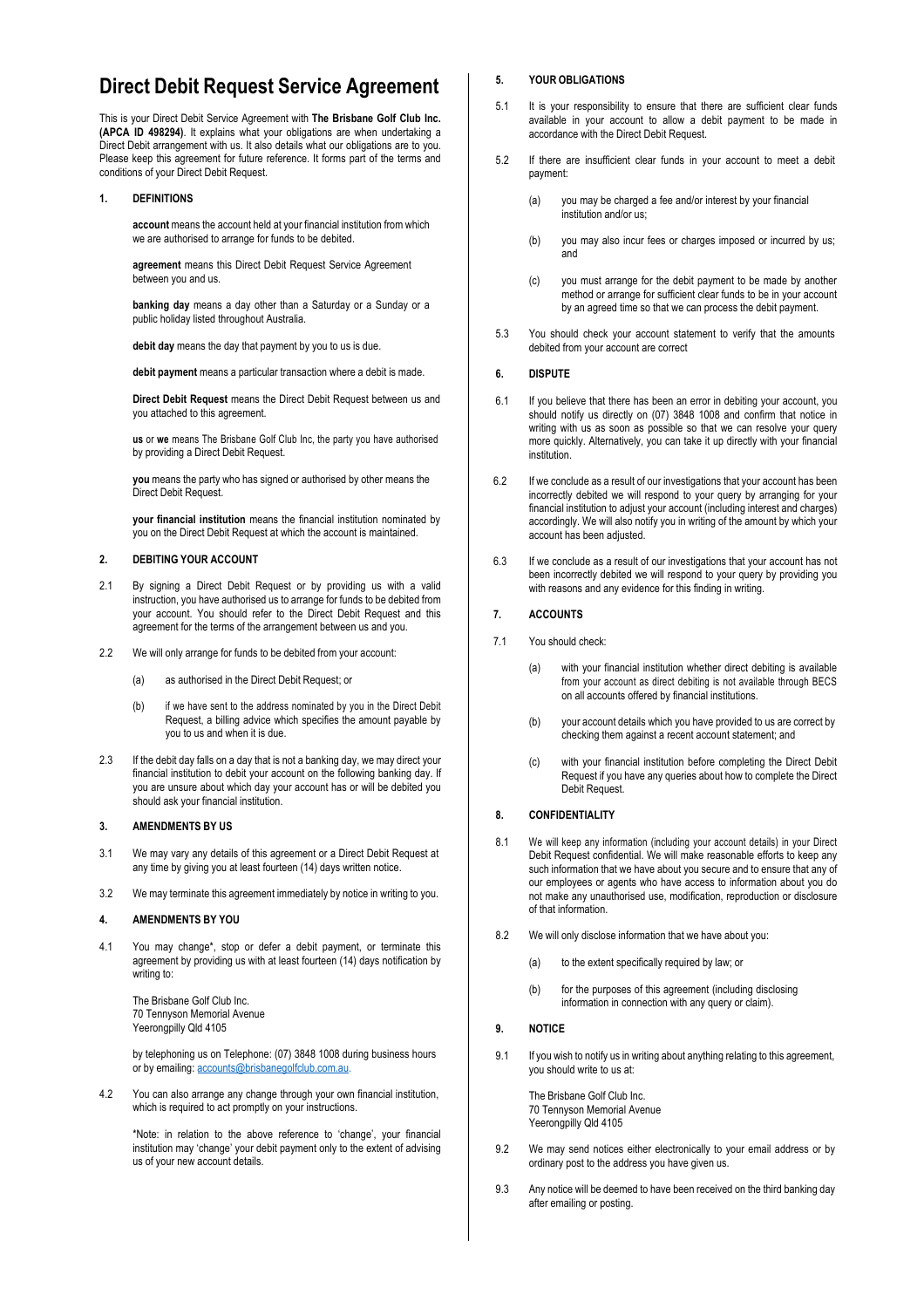# Direct Debit Request Service Agreement

This is your Direct Debit Service Agreement with **The Brisbane Golf Club Inc. (APCA ID 498294)**. It explains what your obligations are when undertaking a Direct Debit arrangement with us. It also details what our obligations are to you. Please keep this agreement for future reference. It forms part of the terms and conditions of your Direct Debit Request.

## 1. DEFINITIONS

**account** means the account held at your financial institution from which we are authorised to arrange for funds to be debited.

**agreement** means this Direct Debit Request Service Agreement between you and us.

**banking day** means a day other than a Saturday or a Sunday or a public holiday listed throughout Australia.

**debit day** means the day that payment by you to us is due.

**debit payment** means a particular transaction where a debit is made.

**Direct Debit Request** means the Direct Debit Request between us and you attached to this agreement.

**us** or **we** means The Brisbane Golf Club Inc, the party you have authorised by providing a Direct Debit Request.

**you** means the party who has signed or authorised by other means the Direct Debit Request.

**your financial institution** means the financial institution nominated by you on the Direct Debit Request at which the account is maintained.

## 2. DEBITING YOUR ACCOUNT

2.1 By signing a Direct Debit Request or by providing us with a valid instruction, you have authorised us to arrange for funds to be debited from your account. You should refer to the Direct Debit Request and this agreement for the terms of the arrangement between us and you.

2.2 We will only arrange for funds to be debited from your account:

(a) as authorised in the Direct Debit Request; or

(b) if we have sent to the address nominated by you in the Direct Debit Request, a billing advice which specifies the amount payable by you to us and when it is due.

2.3 If the debit day falls on a day that is not a banking day, we may direct your financial institution to debit your account on the following banking day. If you are unsure about which day your account has or will be debited you should ask your financial institution.

## 3. AMENDMENTS BY US

3.1 We may vary any details of this agreement or a Direct Debit Request at any time by giving you at least fourteen (14) days written notice.

3.2 We may terminate this agreement immediately by notice in writing to you.

## 4. AMENDMENTS BY YOU

4.1 You may change*, stop or defer a debit payment, or terminate this agreement by providing us with at least fourteen (14) days notification by writing to:

The Brisbane Golf Club Inc.
70 Tennyson Memorial Avenue
Yeerongpilly Qld 4105

by telephoning us on Telephone: (07) 3848 1008 during business hours or by emailing: accounts@brisbanegolfclub.com.au.

4.2 You can also arrange any change through your own financial institution, which is required to act promptly on your instructions.

*Note: in relation to the above reference to 'change', your financial institution may 'change' your debit payment only to the extent of advising us of your new account details.

## 5. YOUR OBLIGATIONS

5.1 It is your responsibility to ensure that there are sufficient clear funds available in your account to allow a debit payment to be made in accordance with the Direct Debit Request.

5.2 If there are insufficient clear funds in your account to meet a debit payment:

(a) you may be charged a fee and/or interest by your financial institution and/or us;

(b) you may also incur fees or charges imposed or incurred by us; and

(c) you must arrange for the debit payment to be made by another method or arrange for sufficient clear funds to be in your account by an agreed time so that we can process the debit payment.

5.3 You should check your account statement to verify that the amounts debited from your account are correct

## 6. DISPUTE

6.1 If you believe that there has been an error in debiting your account, you should notify us directly on (07) 3848 1008 and confirm that notice in writing with us as soon as possible so that we can resolve your query more quickly. Alternatively, you can take it up directly with your financial institution.

6.2 If we conclude as a result of our investigations that your account has been incorrectly debited we will respond to your query by arranging for your financial institution to adjust your account (including interest and charges) accordingly. We will also notify you in writing of the amount by which your account has been adjusted.

6.3 If we conclude as a result of our investigations that your account has not been incorrectly debited we will respond to your query by providing you with reasons and any evidence for this finding in writing.

## 7. ACCOUNTS

7.1 You should check:

(a) with your financial institution whether direct debiting is available from your account as direct debiting is not available through BECS on all accounts offered by financial institutions.

(b) your account details which you have provided to us are correct by checking them against a recent account statement; and

(c) with your financial institution before completing the Direct Debit Request if you have any queries about how to complete the Direct Debit Request.

## 8. CONFIDENTIALITY

8.1 We will keep any information (including your account details) in your Direct Debit Request confidential. We will make reasonable efforts to keep any such information that we have about you secure and to ensure that any of our employees or agents who have access to information about you do not make any unauthorised use, modification, reproduction or disclosure of that information.

8.2 We will only disclose information that we have about you:

(a) to the extent specifically required by law; or

(b) for the purposes of this agreement (including disclosing information in connection with any query or claim).

## 9. NOTICE

9.1 If you wish to notify us in writing about anything relating to this agreement, you should write to us at:

The Brisbane Golf Club Inc.
70 Tennyson Memorial Avenue
Yeerongpilly Qld 4105

9.2 We may send notices either electronically to your email address or by ordinary post to the address you have given us.

9.3 Any notice will be deemed to have been received on the third banking day after emailing or posting.